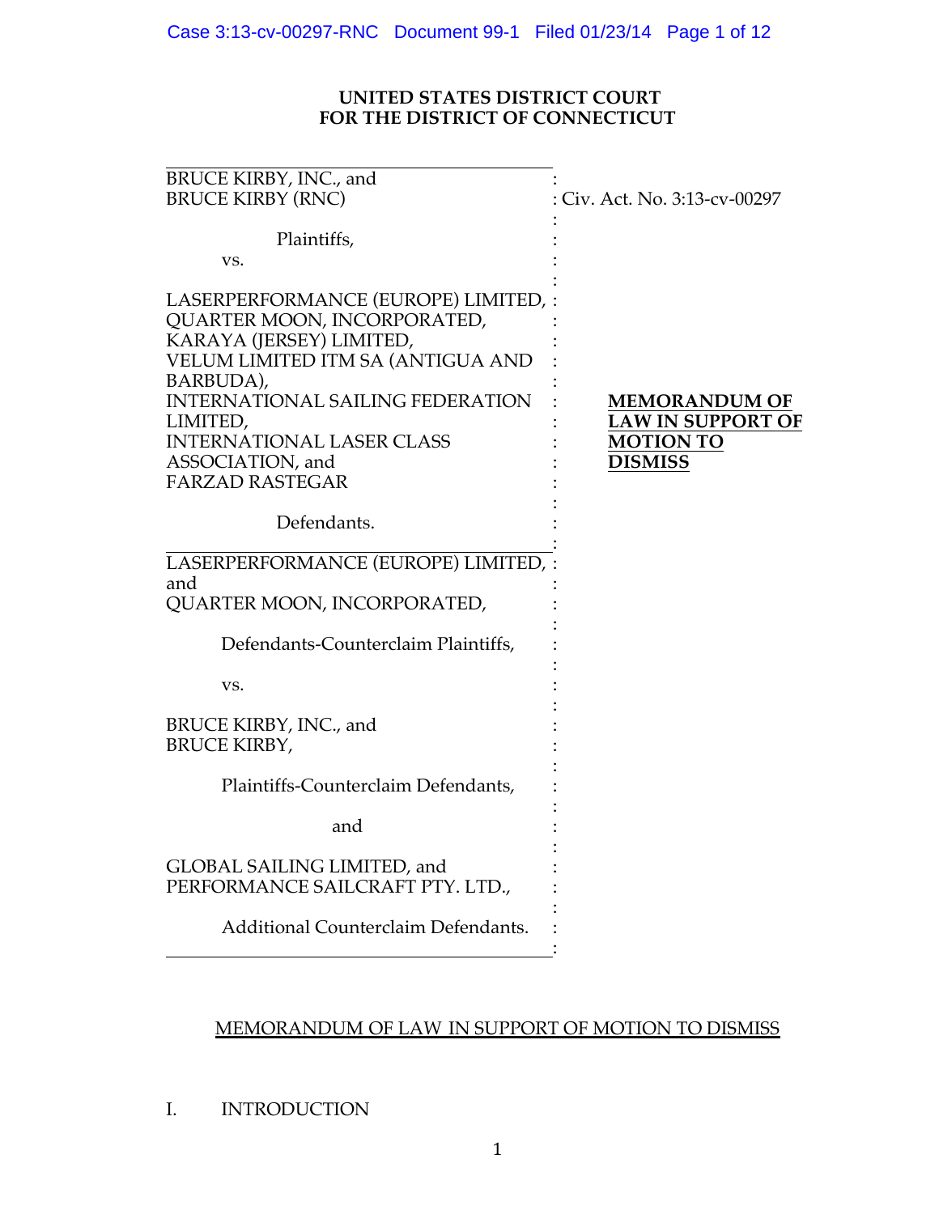**UNITED STATES DISTRICT COURT**
**FOR THE DISTRICT OF CONNECTICUT**

| | |
|---|---|
| BRUCE KIRBY, INC., and<br>BRUCE KIRBY (RNC)<br><br>Plaintiffs,<br>vs.<br><br>LASERPERFORMANCE (EUROPE) LIMITED,<br>QUARTER MOON, INCORPORATED,<br>KARAYA (JERSEY) LIMITED,<br>VELUM LIMITED ITM SA (ANTIGUA AND BARBUDA),<br>INTERNATIONAL SAILING FEDERATION LIMITED,<br>INTERNATIONAL LASER CLASS ASSOCIATION, and<br>FARZAD RASTEGAR<br><br>Defendants. | Civ. Act. No. 3:13-cv-00297<br><br><br><br><br><br><br><br><br>**MEMORANDUM OF LAW IN SUPPORT OF MOTION TO DISMISS** |
| LASERPERFORMANCE (EUROPE) LIMITED, and<br>QUARTER MOON, INCORPORATED,<br><br>Defendants-Counterclaim Plaintiffs,<br><br>vs.<br><br>BRUCE KIRBY, INC., and<br>BRUCE KIRBY,<br><br>Plaintiffs-Counterclaim Defendants,<br><br>and<br><br>GLOBAL SAILING LIMITED, and<br>PERFORMANCE SAILCRAFT PTY. LTD.,<br><br>Additional Counterclaim Defendants. | |

## MEMORANDUM OF LAW IN SUPPORT OF MOTION TO DISMISS

## I. INTRODUCTION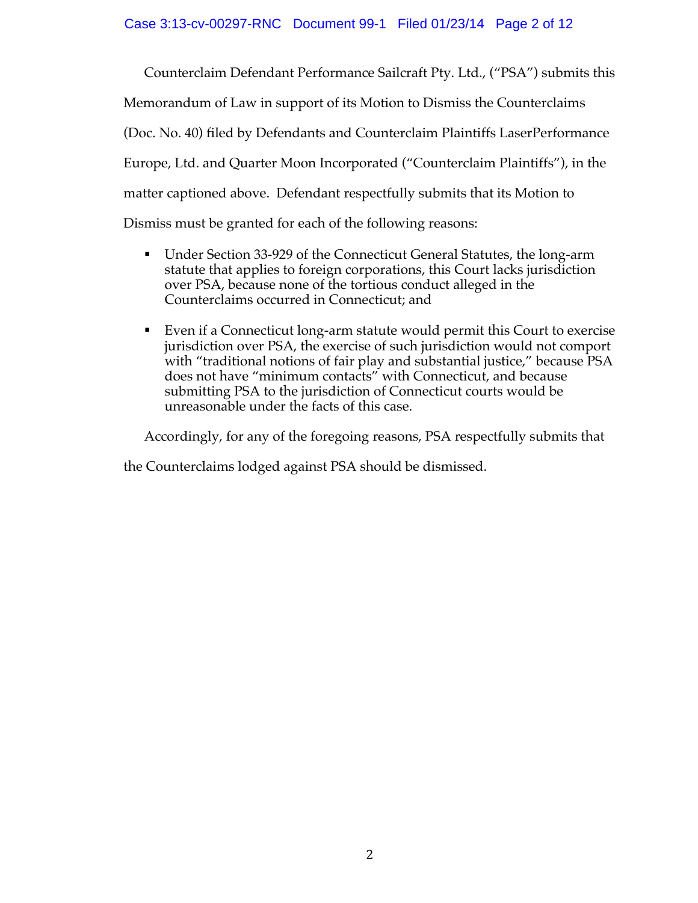Counterclaim Defendant Performance Sailcraft Pty. Ltd., ("PSA") submits this Memorandum of Law in support of its Motion to Dismiss the Counterclaims (Doc. No. 40) filed by Defendants and Counterclaim Plaintiffs LaserPerformance Europe, Ltd. and Quarter Moon Incorporated ("Counterclaim Plaintiffs"), in the matter captioned above. Defendant respectfully submits that its Motion to Dismiss must be granted for each of the following reasons:

- Under Section 33-929 of the Connecticut General Statutes, the long-arm statute that applies to foreign corporations, this Court lacks jurisdiction over PSA, because none of the tortious conduct alleged in the Counterclaims occurred in Connecticut; and

- Even if a Connecticut long-arm statute would permit this Court to exercise jurisdiction over PSA, the exercise of such jurisdiction would not comport with "traditional notions of fair play and substantial justice," because PSA does not have "minimum contacts" with Connecticut, and because submitting PSA to the jurisdiction of Connecticut courts would be unreasonable under the facts of this case.

Accordingly, for any of the foregoing reasons, PSA respectfully submits that the Counterclaims lodged against PSA should be dismissed.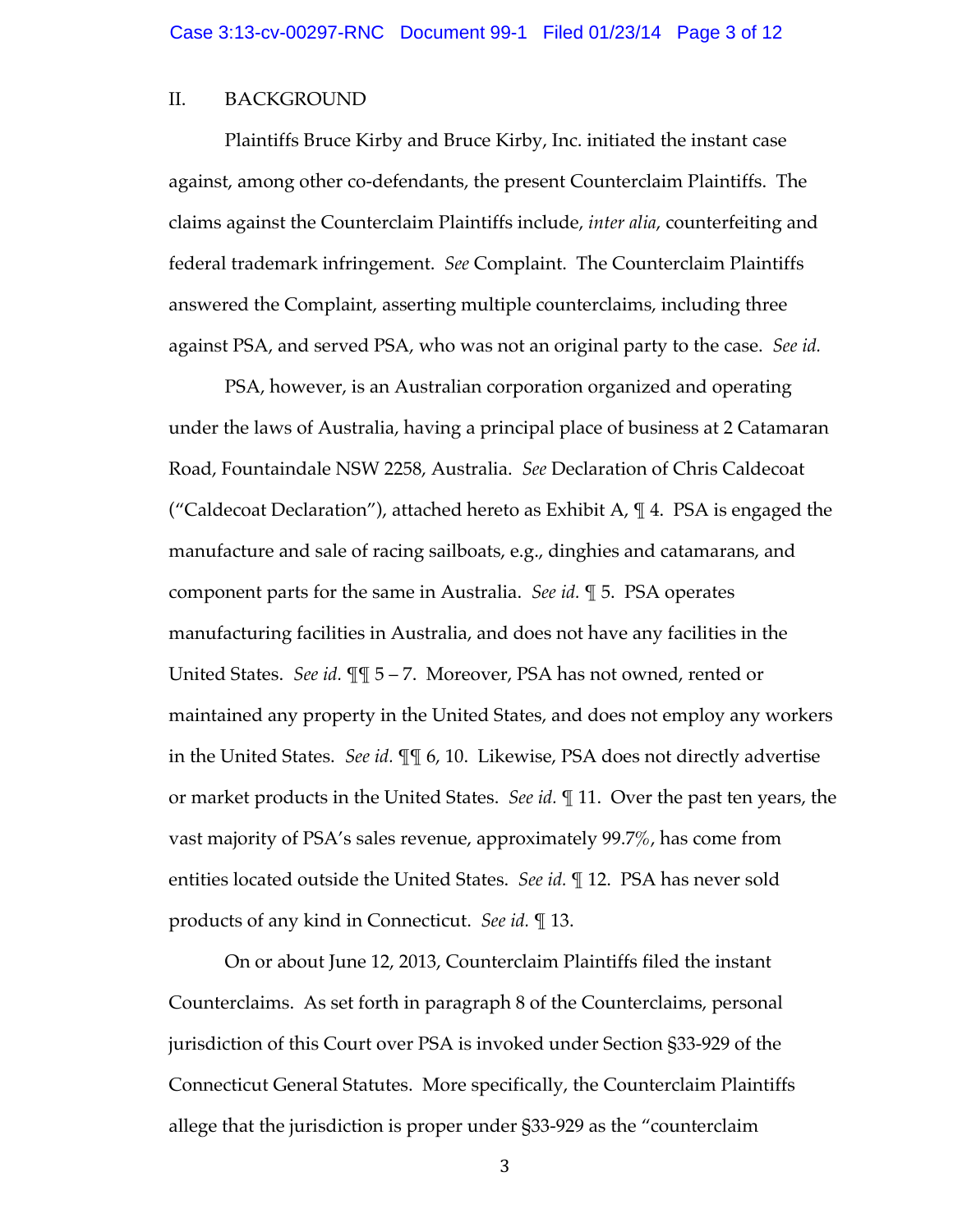## II. BACKGROUND

Plaintiffs Bruce Kirby and Bruce Kirby, Inc. initiated the instant case against, among other co-defendants, the present Counterclaim Plaintiffs. The claims against the Counterclaim Plaintiffs include, *inter alia*, counterfeiting and federal trademark infringement. *See* Complaint. The Counterclaim Plaintiffs answered the Complaint, asserting multiple counterclaims, including three against PSA, and served PSA, who was not an original party to the case. *See id.*

PSA, however, is an Australian corporation organized and operating under the laws of Australia, having a principal place of business at 2 Catamaran Road, Fountaindale NSW 2258, Australia. *See* Declaration of Chris Caldecoat ("Caldecoat Declaration"), attached hereto as Exhibit A, ¶ 4. PSA is engaged the manufacture and sale of racing sailboats, e.g., dinghies and catamarans, and component parts for the same in Australia. *See id.* ¶ 5. PSA operates manufacturing facilities in Australia, and does not have any facilities in the United States. *See id.* ¶¶ 5 – 7. Moreover, PSA has not owned, rented or maintained any property in the United States, and does not employ any workers in the United States. *See id.* ¶¶ 6, 10. Likewise, PSA does not directly advertise or market products in the United States. *See id.* ¶ 11. Over the past ten years, the vast majority of PSA's sales revenue, approximately 99.7%, has come from entities located outside the United States. *See id.* ¶ 12. PSA has never sold products of any kind in Connecticut. *See id.* ¶ 13.

On or about June 12, 2013, Counterclaim Plaintiffs filed the instant Counterclaims. As set forth in paragraph 8 of the Counterclaims, personal jurisdiction of this Court over PSA is invoked under Section §33-929 of the Connecticut General Statutes. More specifically, the Counterclaim Plaintiffs allege that the jurisdiction is proper under §33-929 as the "counterclaim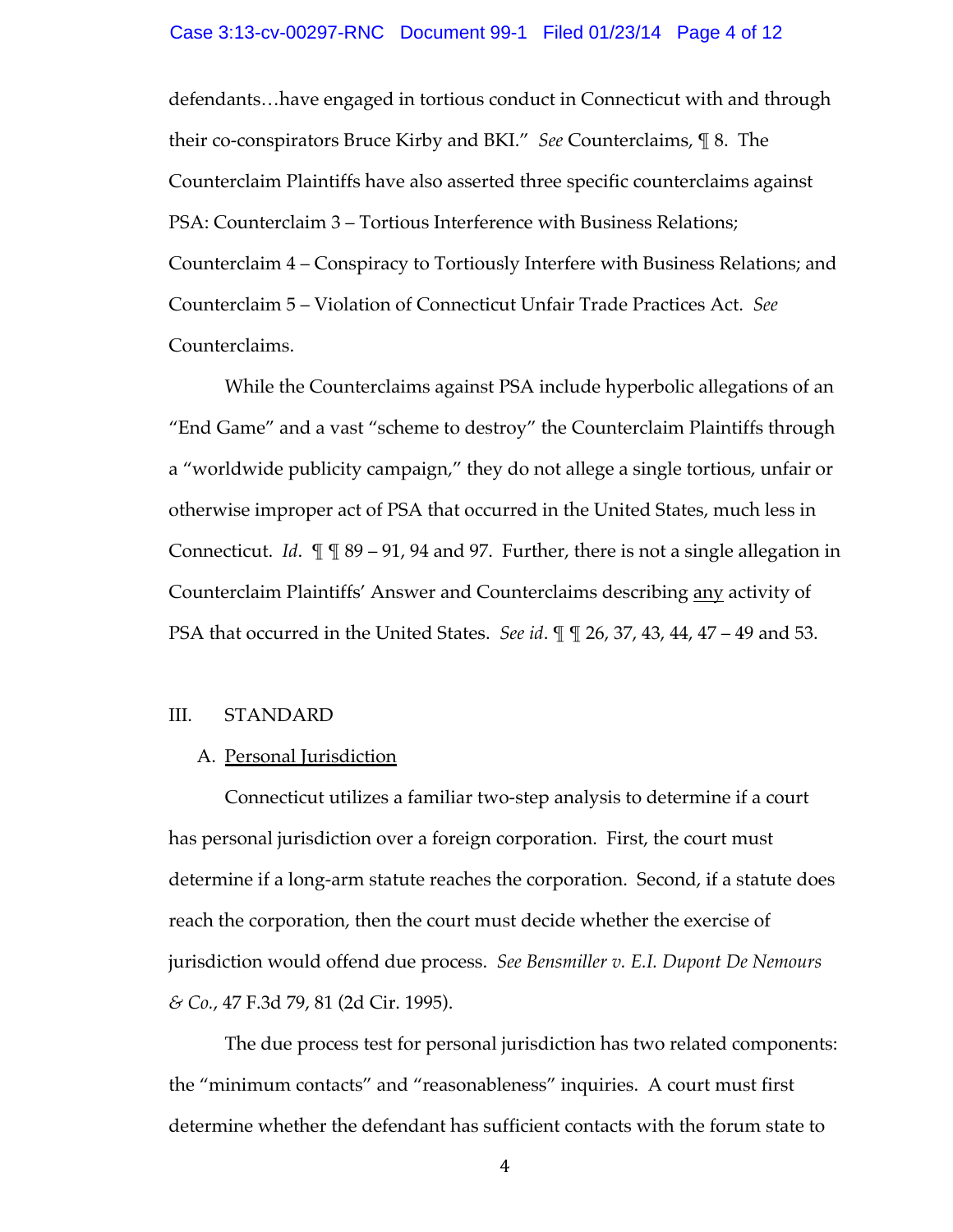defendants…have engaged in tortious conduct in Connecticut with and through their co-conspirators Bruce Kirby and BKI." *See* Counterclaims, ¶ 8. The Counterclaim Plaintiffs have also asserted three specific counterclaims against PSA: Counterclaim 3 – Tortious Interference with Business Relations; Counterclaim 4 – Conspiracy to Tortiously Interfere with Business Relations; and Counterclaim 5 – Violation of Connecticut Unfair Trade Practices Act. *See* Counterclaims.

While the Counterclaims against PSA include hyperbolic allegations of an "End Game" and a vast "scheme to destroy" the Counterclaim Plaintiffs through a "worldwide publicity campaign," they do not allege a single tortious, unfair or otherwise improper act of PSA that occurred in the United States, much less in Connecticut. *Id*. ¶ ¶ 89 – 91, 94 and 97. Further, there is not a single allegation in Counterclaim Plaintiffs' Answer and Counterclaims describing <u>any</u> activity of PSA that occurred in the United States. *See id*. ¶ ¶ 26, 37, 43, 44, 47 – 49 and 53.

## III. STANDARD

### A. <u>Personal Jurisdiction</u>

Connecticut utilizes a familiar two-step analysis to determine if a court has personal jurisdiction over a foreign corporation. First, the court must determine if a long-arm statute reaches the corporation. Second, if a statute does reach the corporation, then the court must decide whether the exercise of jurisdiction would offend due process. *See Bensmiller v. E.I. Dupont De Nemours & Co.*, 47 F.3d 79, 81 (2d Cir. 1995).

The due process test for personal jurisdiction has two related components: the "minimum contacts" and "reasonableness" inquiries. A court must first determine whether the defendant has sufficient contacts with the forum state to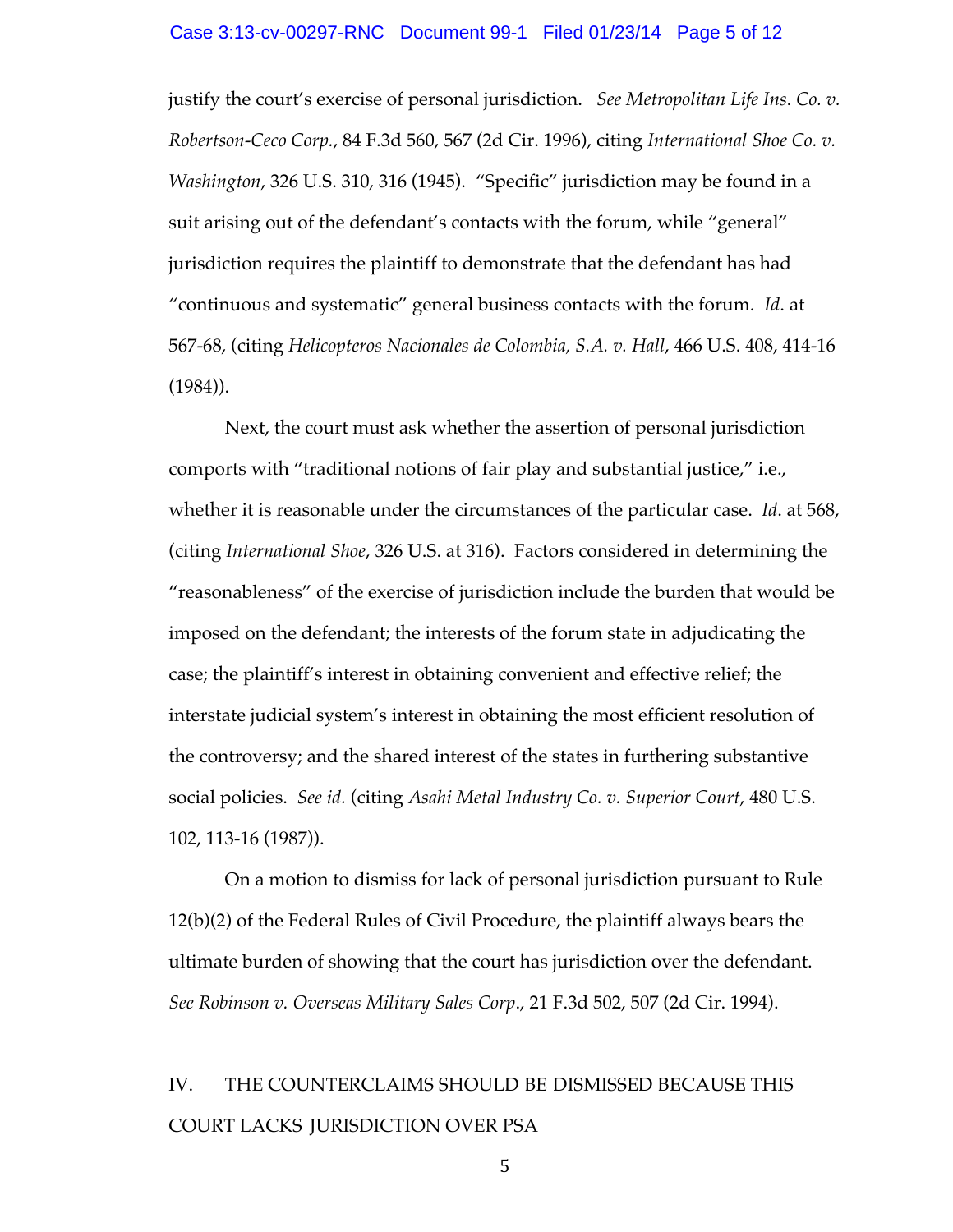justify the court's exercise of personal jurisdiction. *See Metropolitan Life Ins. Co. v. Robertson-Ceco Corp.*, 84 F.3d 560, 567 (2d Cir. 1996), citing *International Shoe Co. v. Washington*, 326 U.S. 310, 316 (1945). "Specific" jurisdiction may be found in a suit arising out of the defendant's contacts with the forum, while "general" jurisdiction requires the plaintiff to demonstrate that the defendant has had "continuous and systematic" general business contacts with the forum. *Id*. at 567-68, (citing *Helicopteros Nacionales de Colombia, S.A. v. Hall*, 466 U.S. 408, 414-16 (1984)).

Next, the court must ask whether the assertion of personal jurisdiction comports with "traditional notions of fair play and substantial justice," i.e., whether it is reasonable under the circumstances of the particular case. *Id*. at 568, (citing *International Shoe*, 326 U.S. at 316). Factors considered in determining the "reasonableness" of the exercise of jurisdiction include the burden that would be imposed on the defendant; the interests of the forum state in adjudicating the case; the plaintiff's interest in obtaining convenient and effective relief; the interstate judicial system's interest in obtaining the most efficient resolution of the controversy; and the shared interest of the states in furthering substantive social policies. *See id.* (citing *Asahi Metal Industry Co. v. Superior Court*, 480 U.S. 102, 113-16 (1987)).

On a motion to dismiss for lack of personal jurisdiction pursuant to Rule 12(b)(2) of the Federal Rules of Civil Procedure, the plaintiff always bears the ultimate burden of showing that the court has jurisdiction over the defendant. *See Robinson v. Overseas Military Sales Corp*., 21 F.3d 502, 507 (2d Cir. 1994).

## IV. THE COUNTERCLAIMS SHOULD BE DISMISSED BECAUSE THIS COURT LACKS JURISDICTION OVER PSA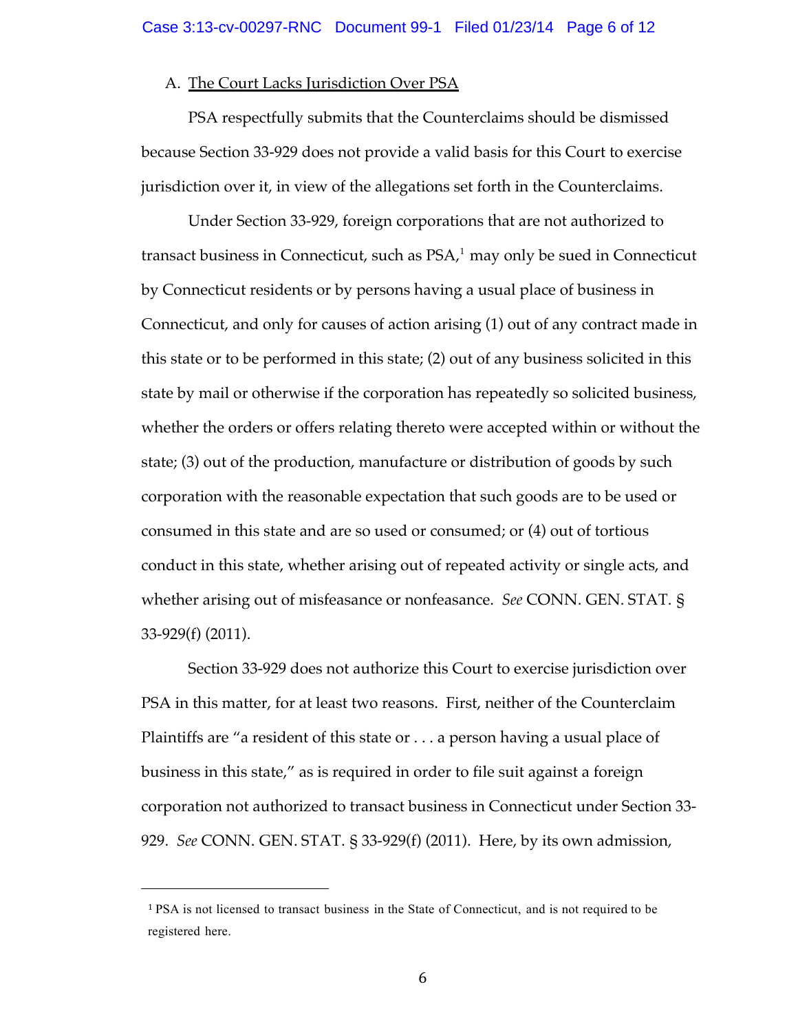A. <u>The Court Lacks Jurisdiction Over PSA</u>

PSA respectfully submits that the Counterclaims should be dismissed because Section 33-929 does not provide a valid basis for this Court to exercise jurisdiction over it, in view of the allegations set forth in the Counterclaims.

Under Section 33-929, foreign corporations that are not authorized to transact business in Connecticut, such as PSA,[1] may only be sued in Connecticut by Connecticut residents or by persons having a usual place of business in Connecticut, and only for causes of action arising (1) out of any contract made in this state or to be performed in this state; (2) out of any business solicited in this state by mail or otherwise if the corporation has repeatedly so solicited business, whether the orders or offers relating thereto were accepted within or without the state; (3) out of the production, manufacture or distribution of goods by such corporation with the reasonable expectation that such goods are to be used or consumed in this state and are so used or consumed; or (4) out of tortious conduct in this state, whether arising out of repeated activity or single acts, and whether arising out of misfeasance or nonfeasance. *See* CONN. GEN. STAT. § 33-929(f) (2011).

Section 33-929 does not authorize this Court to exercise jurisdiction over PSA in this matter, for at least two reasons. First, neither of the Counterclaim Plaintiffs are "a resident of this state or . . . a person having a usual place of business in this state," as is required in order to file suit against a foreign corporation not authorized to transact business in Connecticut under Section 33-929. *See* CONN. GEN. STAT. § 33-929(f) (2011). Here, by its own admission,

---

[1] PSA is not licensed to transact business in the State of Connecticut, and is not required to be registered here.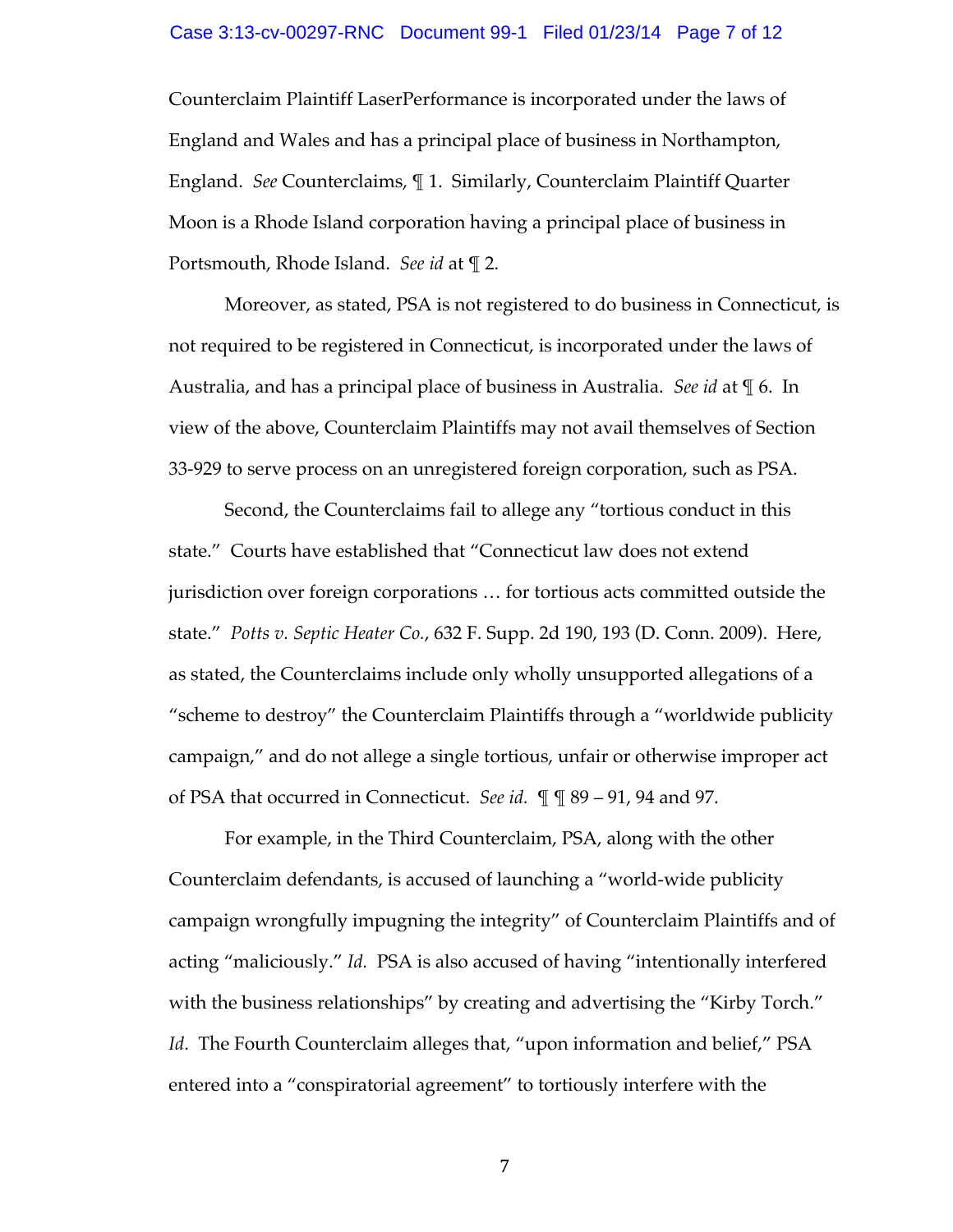Counterclaim Plaintiff LaserPerformance is incorporated under the laws of England and Wales and has a principal place of business in Northampton, England. *See* Counterclaims, ¶ 1. Similarly, Counterclaim Plaintiff Quarter Moon is a Rhode Island corporation having a principal place of business in Portsmouth, Rhode Island. *See id* at ¶ 2.

Moreover, as stated, PSA is not registered to do business in Connecticut, is not required to be registered in Connecticut, is incorporated under the laws of Australia, and has a principal place of business in Australia. *See id* at ¶ 6. In view of the above, Counterclaim Plaintiffs may not avail themselves of Section 33-929 to serve process on an unregistered foreign corporation, such as PSA.

Second, the Counterclaims fail to allege any "tortious conduct in this state." Courts have established that "Connecticut law does not extend jurisdiction over foreign corporations … for tortious acts committed outside the state." *Potts v. Septic Heater Co.*, 632 F. Supp. 2d 190, 193 (D. Conn. 2009). Here, as stated, the Counterclaims include only wholly unsupported allegations of a "scheme to destroy" the Counterclaim Plaintiffs through a "worldwide publicity campaign," and do not allege a single tortious, unfair or otherwise improper act of PSA that occurred in Connecticut. *See id.* ¶ ¶ 89 – 91, 94 and 97.

For example, in the Third Counterclaim, PSA, along with the other Counterclaim defendants, is accused of launching a "world-wide publicity campaign wrongfully impugning the integrity" of Counterclaim Plaintiffs and of acting "maliciously." *Id.* PSA is also accused of having "intentionally interfered with the business relationships" by creating and advertising the "Kirby Torch." *Id*. The Fourth Counterclaim alleges that, "upon information and belief," PSA entered into a "conspiratorial agreement" to tortiously interfere with the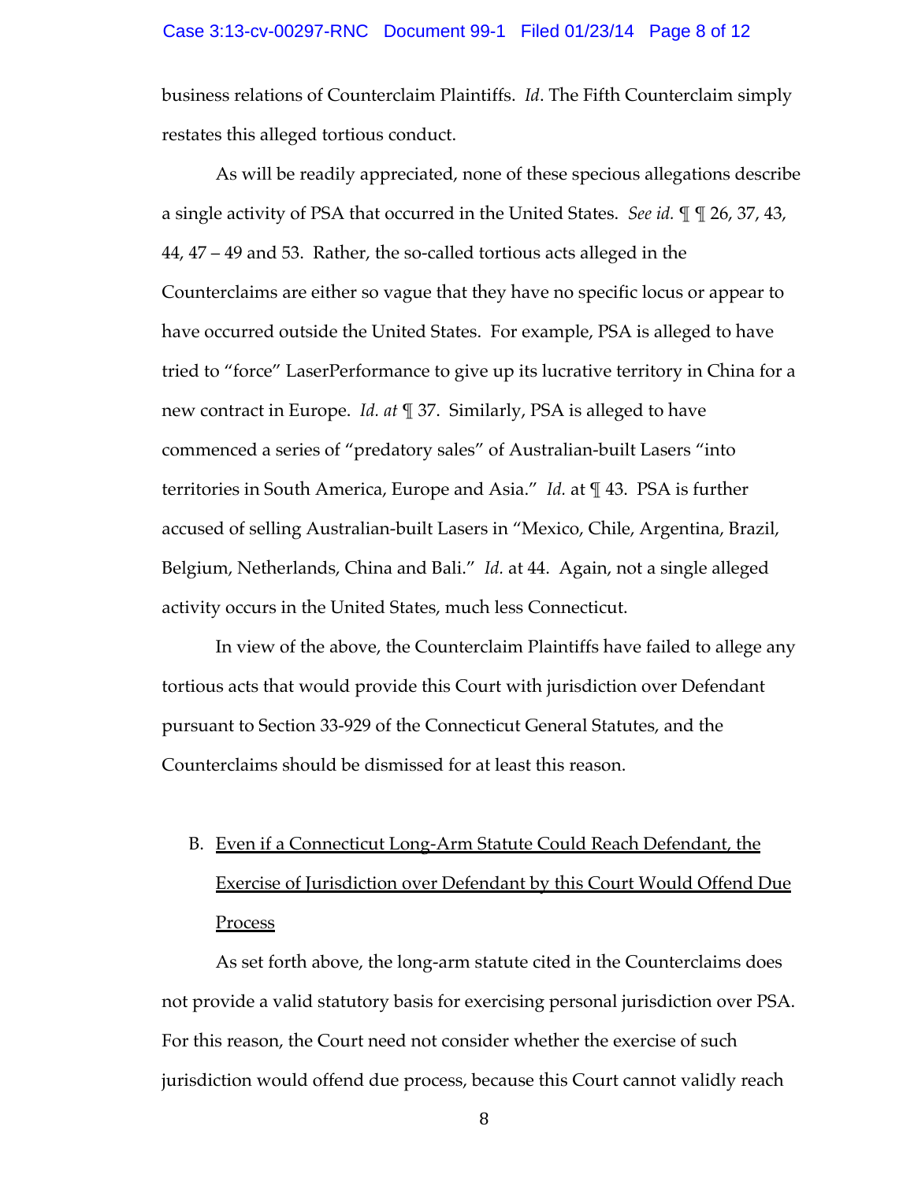business relations of Counterclaim Plaintiffs. *Id*. The Fifth Counterclaim simply restates this alleged tortious conduct.

As will be readily appreciated, none of these specious allegations describe a single activity of PSA that occurred in the United States. *See id.* ¶ ¶ 26, 37, 43, 44, 47 – 49 and 53. Rather, the so-called tortious acts alleged in the Counterclaims are either so vague that they have no specific locus or appear to have occurred outside the United States. For example, PSA is alleged to have tried to "force" LaserPerformance to give up its lucrative territory in China for a new contract in Europe. *Id. at* ¶ 37. Similarly, PSA is alleged to have commenced a series of "predatory sales" of Australian-built Lasers "into territories in South America, Europe and Asia." *Id.* at ¶ 43. PSA is further accused of selling Australian-built Lasers in "Mexico, Chile, Argentina, Brazil, Belgium, Netherlands, China and Bali." *Id.* at 44. Again, not a single alleged activity occurs in the United States, much less Connecticut.

In view of the above, the Counterclaim Plaintiffs have failed to allege any tortious acts that would provide this Court with jurisdiction over Defendant pursuant to Section 33-929 of the Connecticut General Statutes, and the Counterclaims should be dismissed for at least this reason.

B. Even if a Connecticut Long-Arm Statute Could Reach Defendant, the Exercise of Jurisdiction over Defendant by this Court Would Offend Due Process

As set forth above, the long-arm statute cited in the Counterclaims does not provide a valid statutory basis for exercising personal jurisdiction over PSA. For this reason, the Court need not consider whether the exercise of such jurisdiction would offend due process, because this Court cannot validly reach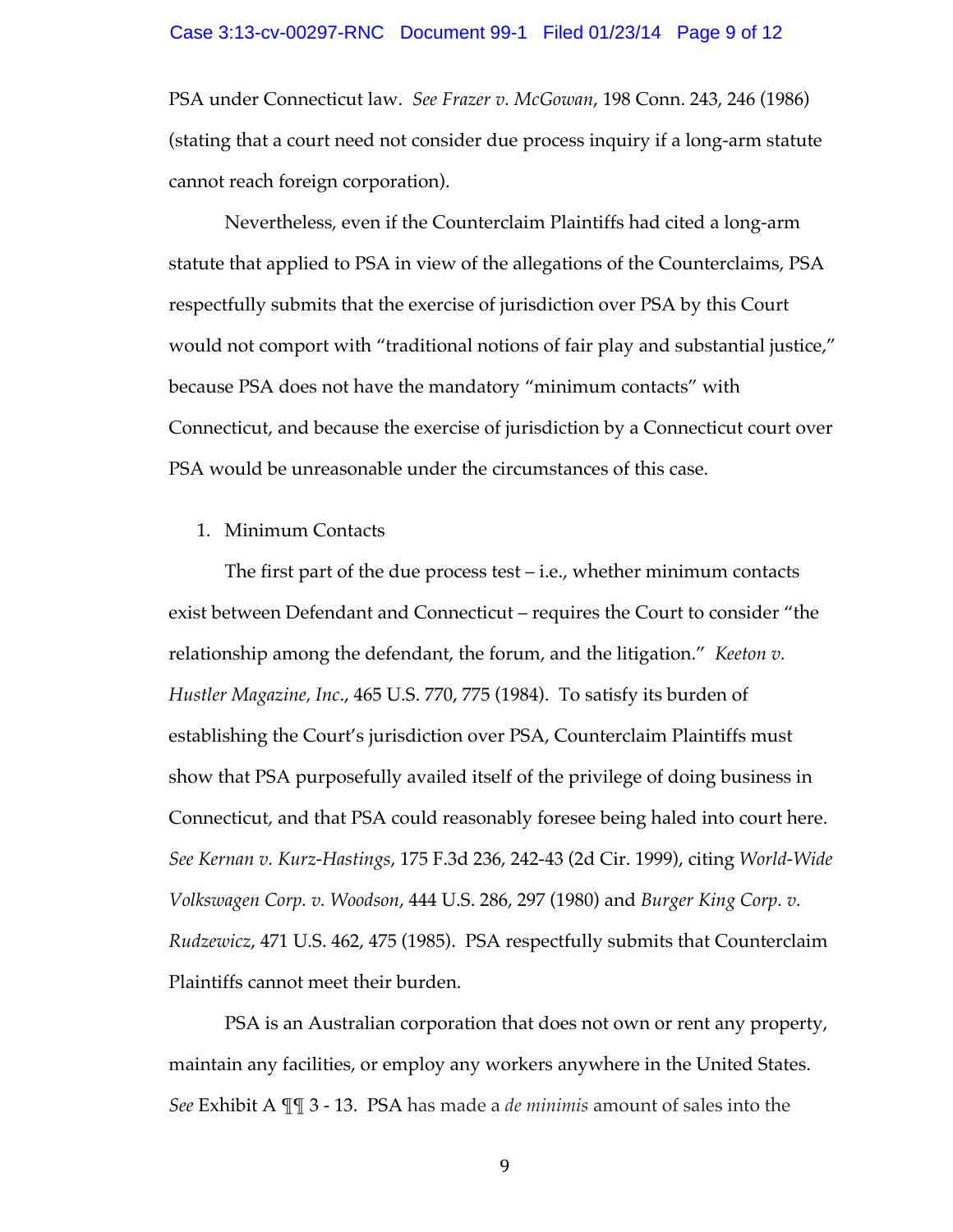PSA under Connecticut law. *See Frazer v. McGowan*, 198 Conn. 243, 246 (1986) (stating that a court need not consider due process inquiry if a long-arm statute cannot reach foreign corporation).

Nevertheless, even if the Counterclaim Plaintiffs had cited a long-arm statute that applied to PSA in view of the allegations of the Counterclaims, PSA respectfully submits that the exercise of jurisdiction over PSA by this Court would not comport with "traditional notions of fair play and substantial justice," because PSA does not have the mandatory "minimum contacts" with Connecticut, and because the exercise of jurisdiction by a Connecticut court over PSA would be unreasonable under the circumstances of this case.

1. Minimum Contacts

The first part of the due process test – i.e., whether minimum contacts exist between Defendant and Connecticut – requires the Court to consider "the relationship among the defendant, the forum, and the litigation." *Keeton v. Hustler Magazine, Inc*., 465 U.S. 770, 775 (1984). To satisfy its burden of establishing the Court's jurisdiction over PSA, Counterclaim Plaintiffs must show that PSA purposefully availed itself of the privilege of doing business in Connecticut, and that PSA could reasonably foresee being haled into court here. *See Kernan v. Kurz-Hastings*, 175 F.3d 236, 242-43 (2d Cir. 1999), citing *World-Wide Volkswagen Corp. v. Woodson*, 444 U.S. 286, 297 (1980) and *Burger King Corp. v. Rudzewicz*, 471 U.S. 462, 475 (1985). PSA respectfully submits that Counterclaim Plaintiffs cannot meet their burden.

PSA is an Australian corporation that does not own or rent any property, maintain any facilities, or employ any workers anywhere in the United States. *See* Exhibit A ¶¶ 3 - 13. PSA has made a *de minimis* amount of sales into the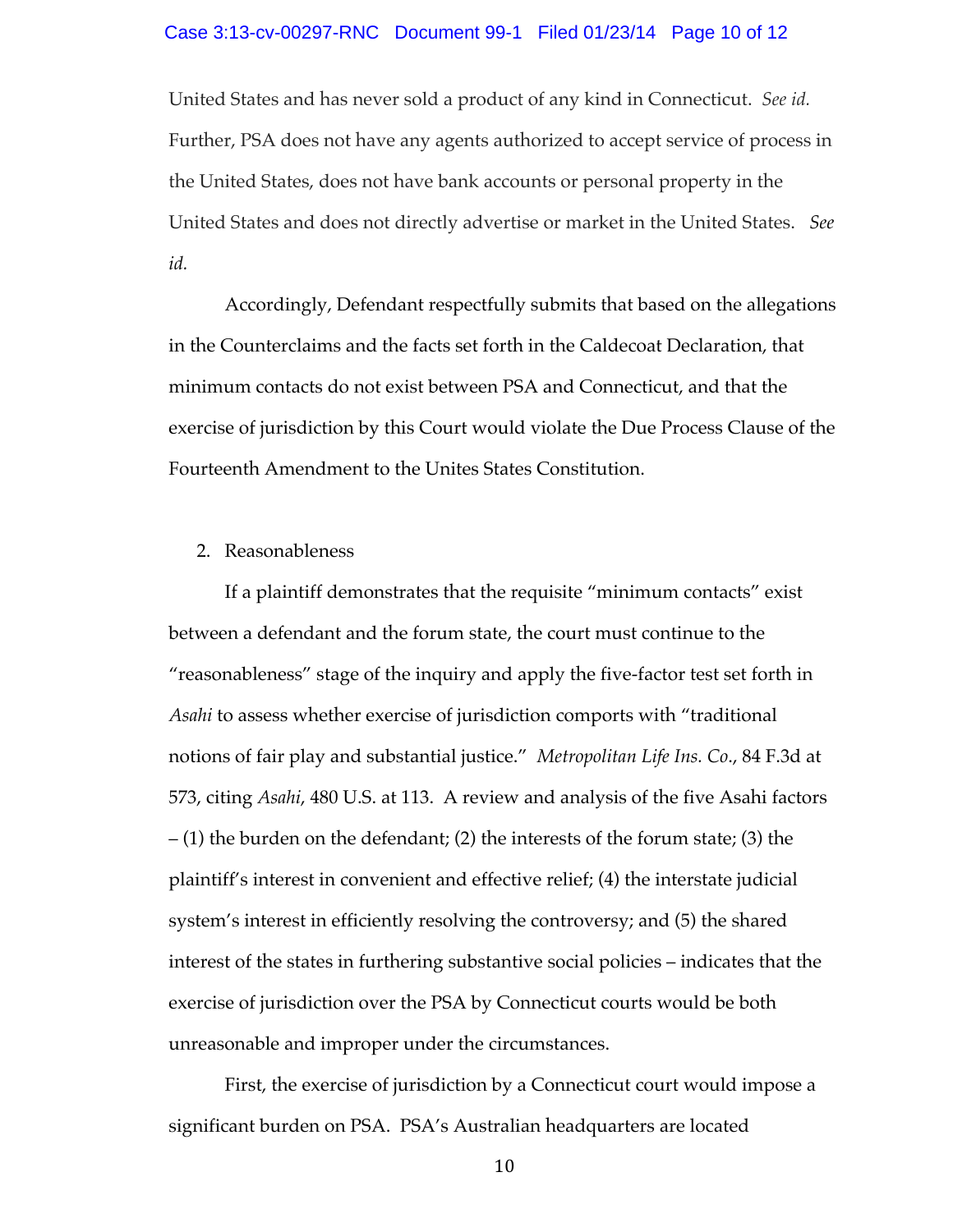United States and has never sold a product of any kind in Connecticut. *See id.* Further, PSA does not have any agents authorized to accept service of process in the United States, does not have bank accounts or personal property in the United States and does not directly advertise or market in the United States. *See id.*

Accordingly, Defendant respectfully submits that based on the allegations in the Counterclaims and the facts set forth in the Caldecoat Declaration, that minimum contacts do not exist between PSA and Connecticut, and that the exercise of jurisdiction by this Court would violate the Due Process Clause of the Fourteenth Amendment to the Unites States Constitution.

2. Reasonableness

If a plaintiff demonstrates that the requisite "minimum contacts" exist between a defendant and the forum state, the court must continue to the "reasonableness" stage of the inquiry and apply the five-factor test set forth in *Asahi* to assess whether exercise of jurisdiction comports with "traditional notions of fair play and substantial justice." *Metropolitan Life Ins. Co.*, 84 F.3d at 573, citing *Asahi*, 480 U.S. at 113. A review and analysis of the five Asahi factors – (1) the burden on the defendant; (2) the interests of the forum state; (3) the plaintiff's interest in convenient and effective relief; (4) the interstate judicial system's interest in efficiently resolving the controversy; and (5) the shared interest of the states in furthering substantive social policies – indicates that the exercise of jurisdiction over the PSA by Connecticut courts would be both unreasonable and improper under the circumstances.

First, the exercise of jurisdiction by a Connecticut court would impose a significant burden on PSA. PSA's Australian headquarters are located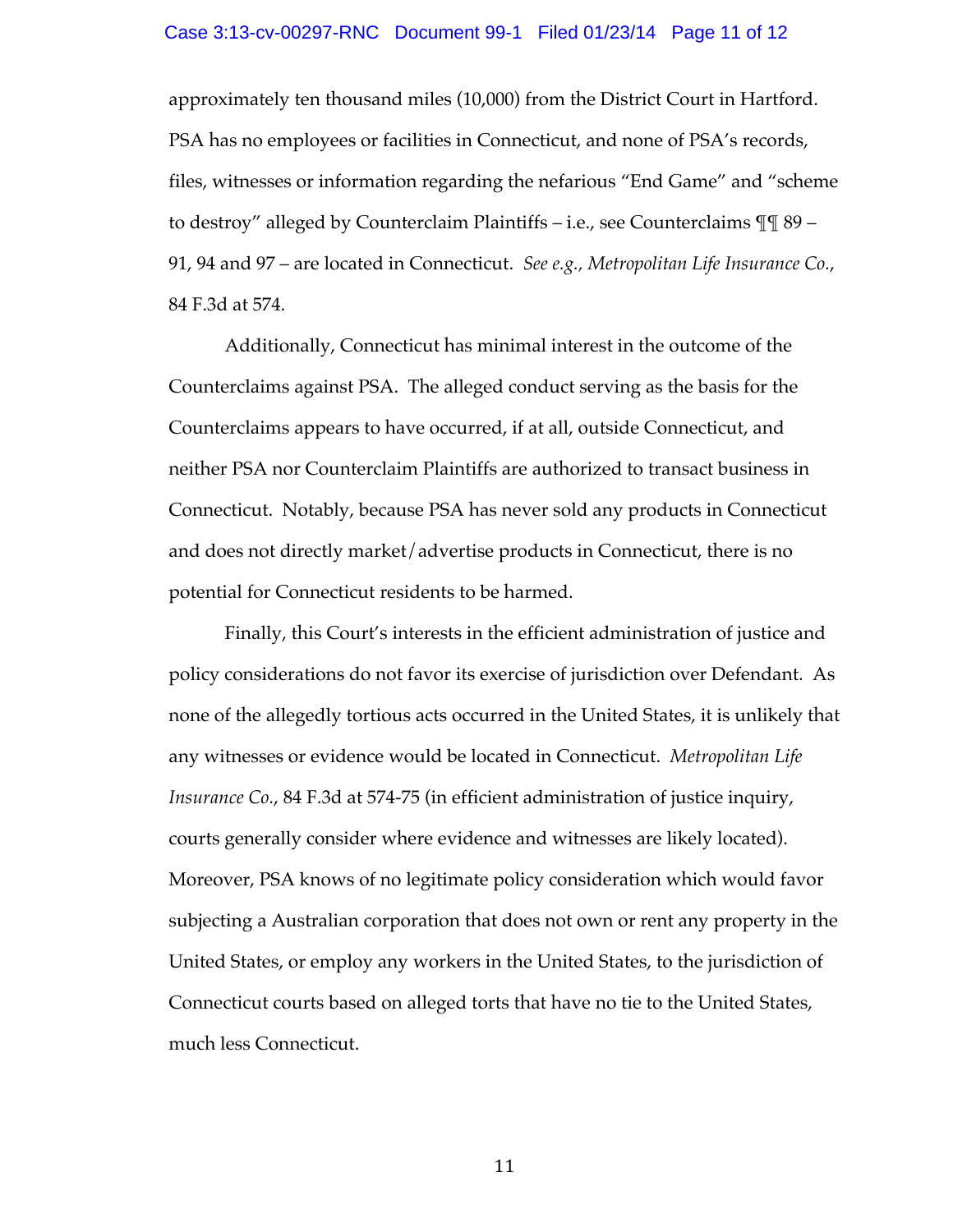approximately ten thousand miles (10,000) from the District Court in Hartford. PSA has no employees or facilities in Connecticut, and none of PSA's records, files, witnesses or information regarding the nefarious "End Game" and "scheme to destroy" alleged by Counterclaim Plaintiffs – i.e., see Counterclaims ¶¶ 89 – 91, 94 and 97 – are located in Connecticut. *See e.g., Metropolitan Life Insurance Co.*, 84 F.3d at 574.

Additionally, Connecticut has minimal interest in the outcome of the Counterclaims against PSA. The alleged conduct serving as the basis for the Counterclaims appears to have occurred, if at all, outside Connecticut, and neither PSA nor Counterclaim Plaintiffs are authorized to transact business in Connecticut. Notably, because PSA has never sold any products in Connecticut and does not directly market/advertise products in Connecticut, there is no potential for Connecticut residents to be harmed.

Finally, this Court's interests in the efficient administration of justice and policy considerations do not favor its exercise of jurisdiction over Defendant. As none of the allegedly tortious acts occurred in the United States, it is unlikely that any witnesses or evidence would be located in Connecticut. *Metropolitan Life Insurance Co.*, 84 F.3d at 574-75 (in efficient administration of justice inquiry, courts generally consider where evidence and witnesses are likely located). Moreover, PSA knows of no legitimate policy consideration which would favor subjecting a Australian corporation that does not own or rent any property in the United States, or employ any workers in the United States, to the jurisdiction of Connecticut courts based on alleged torts that have no tie to the United States, much less Connecticut.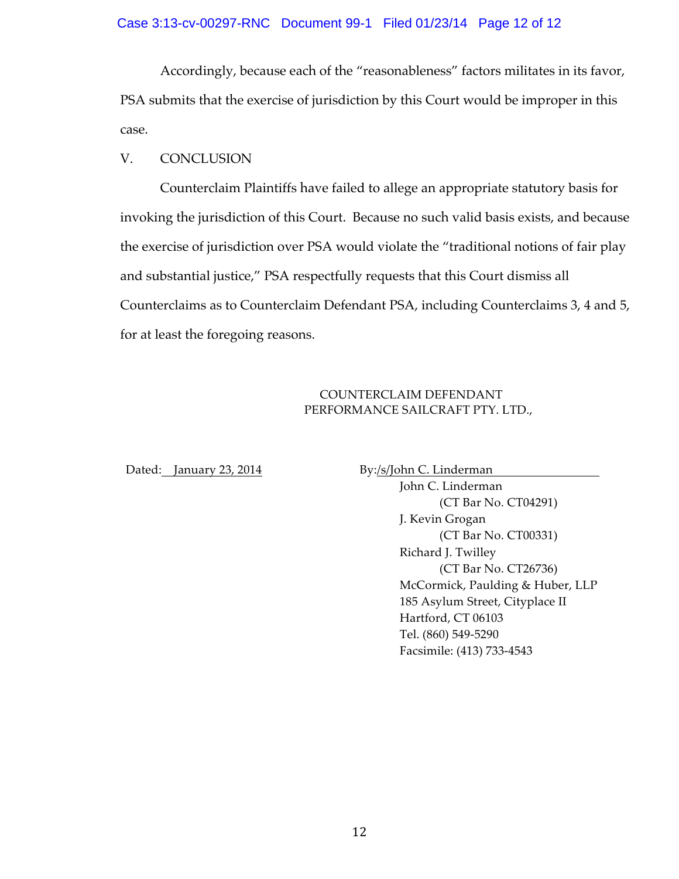Accordingly, because each of the "reasonableness" factors militates in its favor, PSA submits that the exercise of jurisdiction by this Court would be improper in this case.

V. CONCLUSION

Counterclaim Plaintiffs have failed to allege an appropriate statutory basis for invoking the jurisdiction of this Court. Because no such valid basis exists, and because the exercise of jurisdiction over PSA would violate the "traditional notions of fair play and substantial justice," PSA respectfully requests that this Court dismiss all Counterclaims as to Counterclaim Defendant PSA, including Counterclaims 3, 4 and 5, for at least the foregoing reasons.

COUNTERCLAIM DEFENDANT
PERFORMANCE SAILCRAFT PTY. LTD.,

Dated: January 23, 2014

By:/s/John C. Linderman
John C. Linderman
(CT Bar No. CT04291)
J. Kevin Grogan
(CT Bar No. CT00331)
Richard J. Twilley
(CT Bar No. CT26736)
McCormick, Paulding & Huber, LLP
185 Asylum Street, Cityplace II
Hartford, CT 06103
Tel. (860) 549-5290
Facsimile: (413) 733-4543